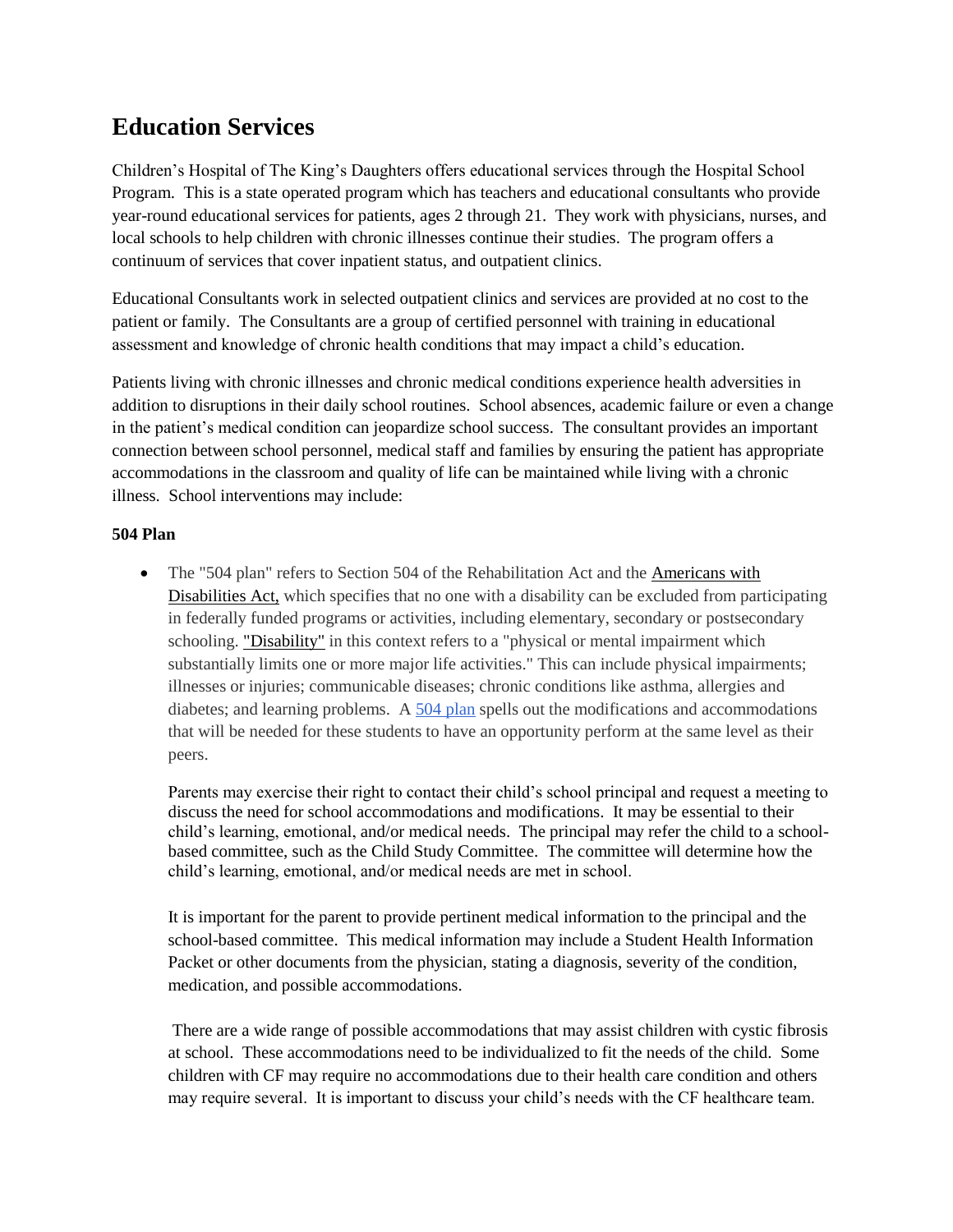# Education Services

Children's Hospital of The King's Daughters offers educational services through the Hospital School Program. This is a state operated program which has teachers and educational consultants who provide year-round educational services for patients, ages 2 through 21. They work with physicians, nurses, and local schools to help children with chronic illnesses continue their studies. The program offers a continuum of services that cover inpatient status, and outpatient clinics.

Educational Consultants work in selected outpatient clinics and services are provided at no cost to the patient or family. The Consultants are a group of certified personnel with training in educational assessment and knowledge of chronic health conditions that may impact a child's education.

Patients living with chronic illnesses and chronic medical conditions experience health adversities in addition to disruptions in their daily school routines. School absences, academic failure or even a change in the patient's medical condition can jeopardize school success. The consultant provides an important connection between school personnel, medical staff and families by ensuring the patient has appropriate accommodations in the classroom and quality of life can be maintained while living with a chronic illness. School interventions may include:

**504 Plan**

- The "504 plan" refers to Section 504 of the Rehabilitation Act and the Americans with Disabilities Act, which specifies that no one with a disability can be excluded from participating in federally funded programs or activities, including elementary, secondary or postsecondary schooling. "Disability" in this context refers to a "physical or mental impairment which substantially limits one or more major life activities." This can include physical impairments; illnesses or injuries; communicable diseases; chronic conditions like asthma, allergies and diabetes; and learning problems. A 504 plan spells out the modifications and accommodations that will be needed for these students to have an opportunity perform at the same level as their peers.

  Parents may exercise their right to contact their child's school principal and request a meeting to discuss the need for school accommodations and modifications. It may be essential to their child's learning, emotional, and/or medical needs. The principal may refer the child to a school-based committee, such as the Child Study Committee. The committee will determine how the child's learning, emotional, and/or medical needs are met in school.

  It is important for the parent to provide pertinent medical information to the principal and the school-based committee. This medical information may include a Student Health Information Packet or other documents from the physician, stating a diagnosis, severity of the condition, medication, and possible accommodations.

  There are a wide range of possible accommodations that may assist children with cystic fibrosis at school. These accommodations need to be individualized to fit the needs of the child. Some children with CF may require no accommodations due to their health care condition and others may require several. It is important to discuss your child's needs with the CF healthcare team.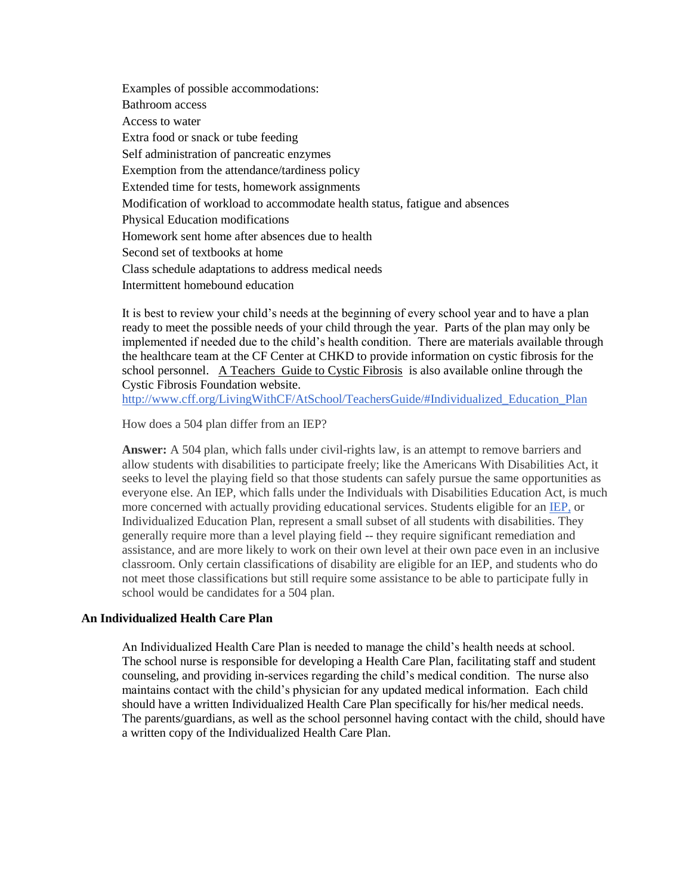Examples of possible accommodations:
Bathroom access
Access to water
Extra food or snack or tube feeding
Self administration of pancreatic enzymes
Exemption from the attendance/tardiness policy
Extended time for tests, homework assignments
Modification of workload to accommodate health status, fatigue and absences
Physical Education modifications
Homework sent home after absences due to health
Second set of textbooks at home
Class schedule adaptations to address medical needs
Intermittent homebound education

It is best to review your child's needs at the beginning of every school year and to have a plan ready to meet the possible needs of your child through the year. Parts of the plan may only be implemented if needed due to the child's health condition. There are materials available through the healthcare team at the CF Center at CHKD to provide information on cystic fibrosis for the school personnel. A Teachers Guide to Cystic Fibrosis is also available online through the Cystic Fibrosis Foundation website.
http://www.cff.org/LivingWithCF/AtSchool/TeachersGuide/#Individualized_Education_Plan

How does a 504 plan differ from an IEP?

**Answer:** A 504 plan, which falls under civil-rights law, is an attempt to remove barriers and allow students with disabilities to participate freely; like the Americans With Disabilities Act, it seeks to level the playing field so that those students can safely pursue the same opportunities as everyone else. An IEP, which falls under the Individuals with Disabilities Education Act, is much more concerned with actually providing educational services. Students eligible for an IEP, or Individualized Education Plan, represent a small subset of all students with disabilities. They generally require more than a level playing field -- they require significant remediation and assistance, and are more likely to work on their own level at their own pace even in an inclusive classroom. Only certain classifications of disability are eligible for an IEP, and students who do not meet those classifications but still require some assistance to be able to participate fully in school would be candidates for a 504 plan.

### An Individualized Health Care Plan

An Individualized Health Care Plan is needed to manage the child's health needs at school. The school nurse is responsible for developing a Health Care Plan, facilitating staff and student counseling, and providing in-services regarding the child's medical condition. The nurse also maintains contact with the child's physician for any updated medical information. Each child should have a written Individualized Health Care Plan specifically for his/her medical needs. The parents/guardians, as well as the school personnel having contact with the child, should have a written copy of the Individualized Health Care Plan.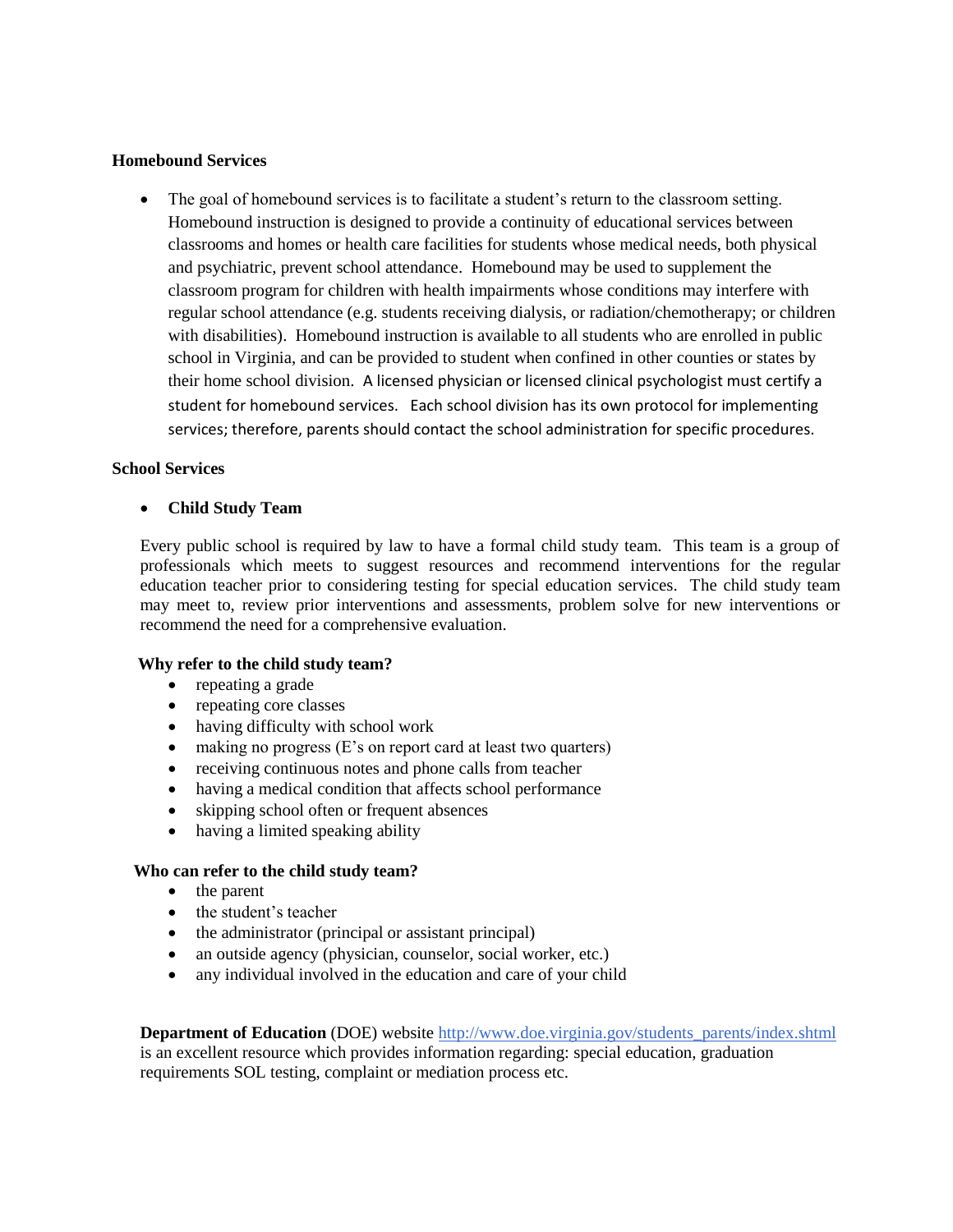**Homebound Services**

- The goal of homebound services is to facilitate a student's return to the classroom setting. Homebound instruction is designed to provide a continuity of educational services between classrooms and homes or health care facilities for students whose medical needs, both physical and psychiatric, prevent school attendance. Homebound may be used to supplement the classroom program for children with health impairments whose conditions may interfere with regular school attendance (e.g. students receiving dialysis, or radiation/chemotherapy; or children with disabilities). Homebound instruction is available to all students who are enrolled in public school in Virginia, and can be provided to student when confined in other counties or states by their home school division. A licensed physician or licensed clinical psychologist must certify a student for homebound services. Each school division has its own protocol for implementing services; therefore, parents should contact the school administration for specific procedures.

**School Services**

- **Child Study Team**

Every public school is required by law to have a formal child study team. This team is a group of professionals which meets to suggest resources and recommend interventions for the regular education teacher prior to considering testing for special education services. The child study team may meet to, review prior interventions and assessments, problem solve for new interventions or recommend the need for a comprehensive evaluation.

**Why refer to the child study team?**

- repeating a grade
- repeating core classes
- having difficulty with school work
- making no progress (E's on report card at least two quarters)
- receiving continuous notes and phone calls from teacher
- having a medical condition that affects school performance
- skipping school often or frequent absences
- having a limited speaking ability

**Who can refer to the child study team?**

- the parent
- the student's teacher
- the administrator (principal or assistant principal)
- an outside agency (physician, counselor, social worker, etc.)
- any individual involved in the education and care of your child

**Department of Education** (DOE) website http://www.doe.virginia.gov/students_parents/index.shtml is an excellent resource which provides information regarding: special education, graduation requirements SOL testing, complaint or mediation process etc.